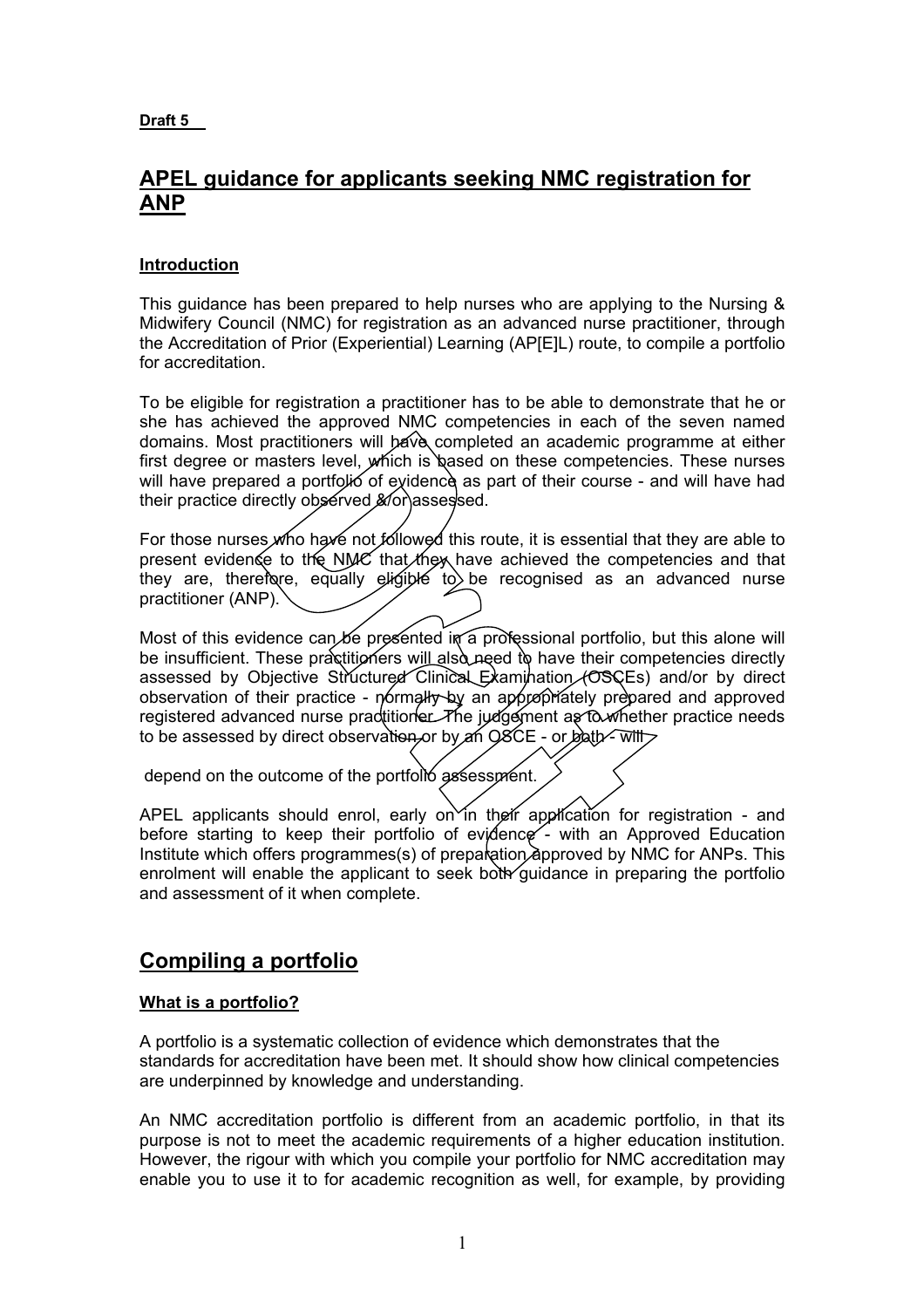**Draft 5**

# APEL guidance for applicants seeking NMC registration for ANP

### Introduction

This guidance has been prepared to help nurses who are applying to the Nursing & Midwifery Council (NMC) for registration as an advanced nurse practitioner, through the Accreditation of Prior (Experiential) Learning (AP[E]L) route, to compile a portfolio for accreditation.

To be eligible for registration a practitioner has to be able to demonstrate that he or she has achieved the approved NMC competencies in each of the seven named domains. Most practitioners will have completed an academic programme at either first degree or masters level, which is based on these competencies. These nurses will have prepared a portfolio of evidence as part of their course - and will have had their practice directly observed &/or assessed.

For those nurses who have not followed this route, it is essential that they are able to present evidence to the NMC that they have achieved the competencies and that they are, therefore, equally eligible to be recognised as an advanced nurse practitioner (ANP).

Most of this evidence can be presented in a professional portfolio, but this alone will be insufficient. These practitioners will also need to have their competencies directly assessed by Objective Structured Clinical Examination (OSCEs) and/or by direct observation of their practice - normally by an appropriately prepared and approved registered advanced nurse practitioner. The judgement as to whether practice needs to be assessed by direct observation or by an OSCE - or both - will

depend on the outcome of the portfolio assessment.

APEL applicants should enrol, early on in their application for registration - and before starting to keep their portfolio of evidence - with an Approved Education Institute which offers programmes(s) of preparation approved by NMC for ANPs. This enrolment will enable the applicant to seek both guidance in preparing the portfolio and assessment of it when complete.

## Compiling a portfolio

### What is a portfolio?

A portfolio is a systematic collection of evidence which demonstrates that the standards for accreditation have been met. It should show how clinical competencies are underpinned by knowledge and understanding.

An NMC accreditation portfolio is different from an academic portfolio, in that its purpose is not to meet the academic requirements of a higher education institution. However, the rigour with which you compile your portfolio for NMC accreditation may enable you to use it to for academic recognition as well, for example, by providing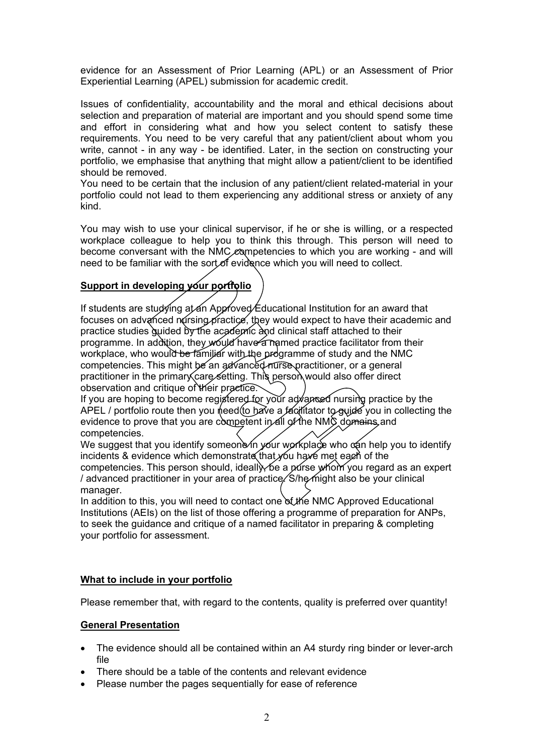evidence for an Assessment of Prior Learning (APL) or an Assessment of Prior Experiential Learning (APEL) submission for academic credit.

Issues of confidentiality, accountability and the moral and ethical decisions about selection and preparation of material are important and you should spend some time and effort in considering what and how you select content to satisfy these requirements. You need to be very careful that any patient/client about whom you write, cannot - in any way - be identified. Later, in the section on constructing your portfolio, we emphasise that anything that might allow a patient/client to be identified should be removed.
You need to be certain that the inclusion of any patient/client related-material in your portfolio could not lead to them experiencing any additional stress or anxiety of any kind.

You may wish to use your clinical supervisor, if he or she is willing, or a respected workplace colleague to help you to think this through. This person will need to become conversant with the NMC competencies to which you are working - and will need to be familiar with the sort of evidence which you will need to collect.

## Support in developing your portfolio

If students are studying at an Approved Educational Institution for an award that focuses on advanced nursing practice, they would expect to have their academic and practice studies guided by the academic and clinical staff attached to their programme. In addition, they would have a named practice facilitator from their workplace, who would be familiar with the programme of study and the NMC competencies. This might be an advanced nurse practitioner, or a general practitioner in the primary care setting. This person would also offer direct observation and critique of their practice.
If you are hoping to become registered for your advanced nursing practice by the APEL / portfolio route then you need to have a facilitator to guide you in collecting the evidence to prove that you are competent in all of the NMC domains and competencies.
We suggest that you identify someone in your workplace who can help you to identify incidents & evidence which demonstrate that you have met each of the competencies. This person should, ideally, be a nurse whom you regard as an expert / advanced practitioner in your area of practice. S/he might also be your clinical manager.
In addition to this, you will need to contact one of the NMC Approved Educational Institutions (AEIs) on the list of those offering a programme of preparation for ANPs, to seek the guidance and critique of a named facilitator in preparing & completing your portfolio for assessment.

## What to include in your portfolio

Please remember that, with regard to the contents, quality is preferred over quantity!

## General Presentation

- The evidence should all be contained within an A4 sturdy ring binder or lever-arch file
- There should be a table of the contents and relevant evidence
- Please number the pages sequentially for ease of reference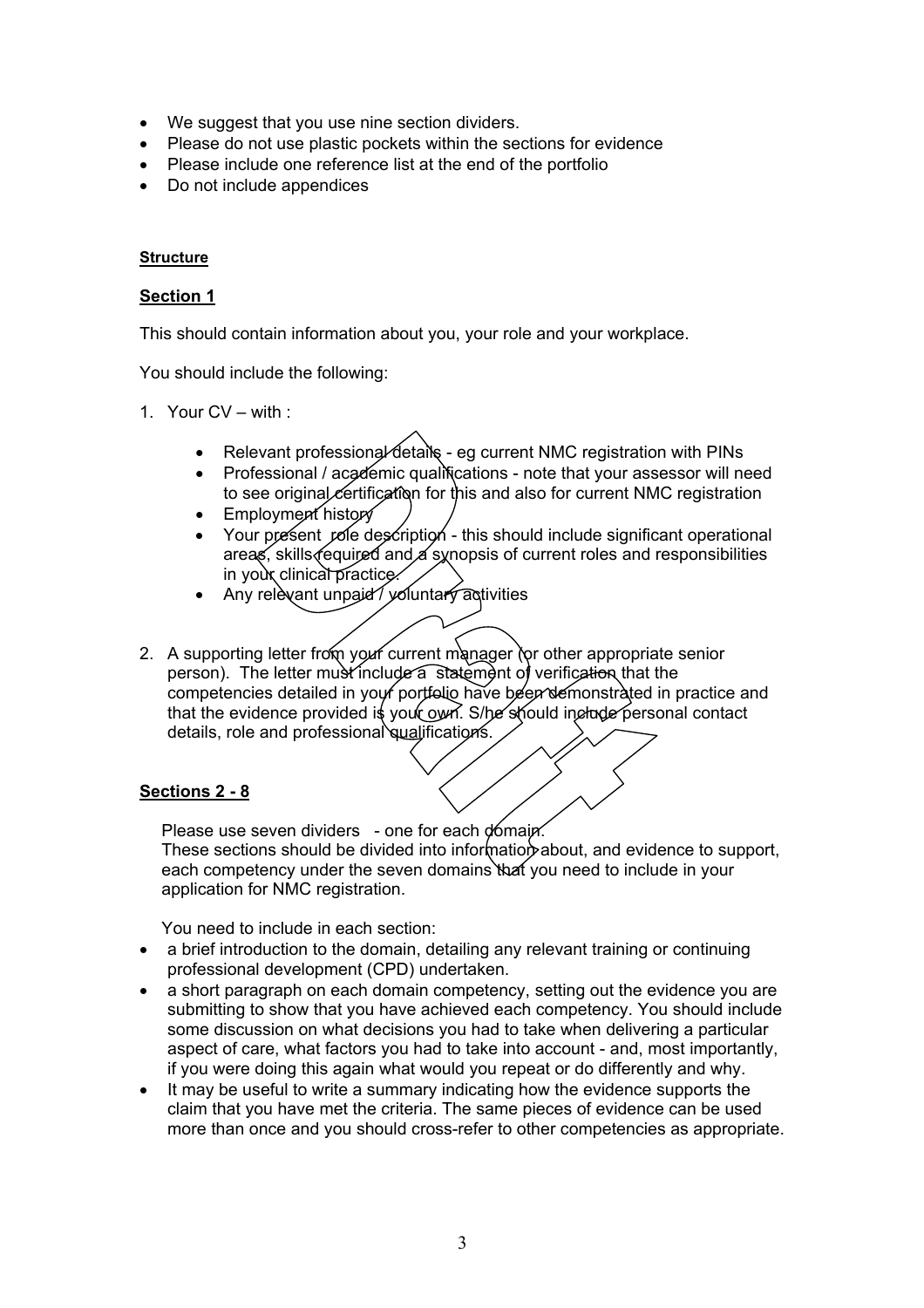- We suggest that you use nine section dividers.
- Please do not use plastic pockets within the sections for evidence
- Please include one reference list at the end of the portfolio
- Do not include appendices

**Structure**

**Section 1**

This should contain information about you, your role and your workplace.

You should include the following:

1. Your CV – with :

    - Relevant professional details - eg current NMC registration with PINs
    - Professional / academic qualifications - note that your assessor will need to see original certification for this and also for current NMC registration
    - Employment history
    - Your present role description - this should include significant operational areas, skills required and a synopsis of current roles and responsibilities in your clinical practice.
    - Any relevant unpaid / voluntary activities

2. A supporting letter from your current manager (or other appropriate senior person). The letter must include a statement of verification that the competencies detailed in your portfolio have been demonstrated in practice and that the evidence provided is your own. S/he should include personal contact details, role and professional qualifications.

**Sections 2 - 8**

Please use seven dividers - one for each domain.
These sections should be divided into information about, and evidence to support, each competency under the seven domains that you need to include in your application for NMC registration.

You need to include in each section:

- a brief introduction to the domain, detailing any relevant training or continuing professional development (CPD) undertaken.
- a short paragraph on each domain competency, setting out the evidence you are submitting to show that you have achieved each competency. You should include some discussion on what decisions you had to take when delivering a particular aspect of care, what factors you had to take into account - and, most importantly, if you were doing this again what would you repeat or do differently and why.
- It may be useful to write a summary indicating how the evidence supports the claim that you have met the criteria. The same pieces of evidence can be used more than once and you should cross-refer to other competencies as appropriate.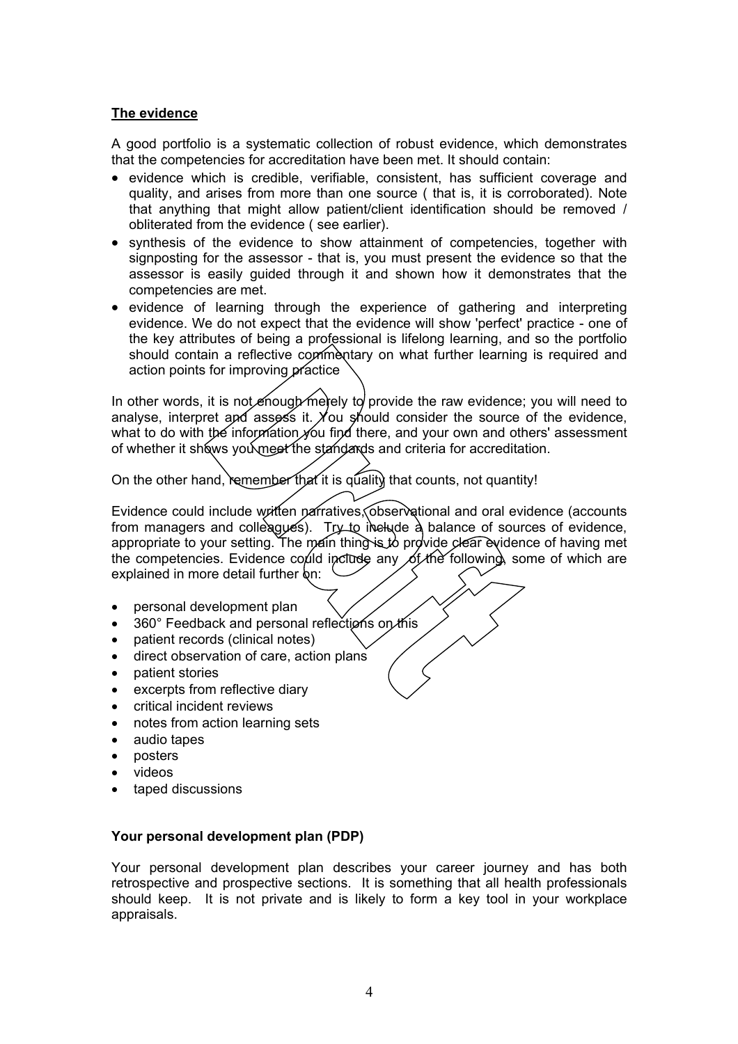## The evidence

A good portfolio is a systematic collection of robust evidence, which demonstrates that the competencies for accreditation have been met. It should contain:

- evidence which is credible, verifiable, consistent, has sufficient coverage and quality, and arises from more than one source ( that is, it is corroborated). Note that anything that might allow patient/client identification should be removed / obliterated from the evidence ( see earlier).
- synthesis of the evidence to show attainment of competencies, together with signposting for the assessor - that is, you must present the evidence so that the assessor is easily guided through it and shown how it demonstrates that the competencies are met.
- evidence of learning through the experience of gathering and interpreting evidence. We do not expect that the evidence will show 'perfect' practice - one of the key attributes of being a professional is lifelong learning, and so the portfolio should contain a reflective commentary on what further learning is required and action points for improving practice

In other words, it is not enough merely to provide the raw evidence; you will need to analyse, interpret and assess it. You should consider the source of the evidence, what to do with the information you find there, and your own and others' assessment of whether it shows you meet the standards and criteria for accreditation.

On the other hand, remember that it is quality that counts, not quantity!

Evidence could include written narratives, observational and oral evidence (accounts from managers and colleagues). Try to include a balance of sources of evidence, appropriate to your setting. The main thing is to provide clear evidence of having met the competencies. Evidence could include any of the following, some of which are explained in more detail further on:

- personal development plan
- 360° Feedback and personal reflections on this
- patient records (clinical notes)
- direct observation of care, action plans
- patient stories
- excerpts from reflective diary
- critical incident reviews
- notes from action learning sets
- audio tapes
- posters
- videos
- taped discussions

### Your personal development plan (PDP)

Your personal development plan describes your career journey and has both retrospective and prospective sections. It is something that all health professionals should keep. It is not private and is likely to form a key tool in your workplace appraisals.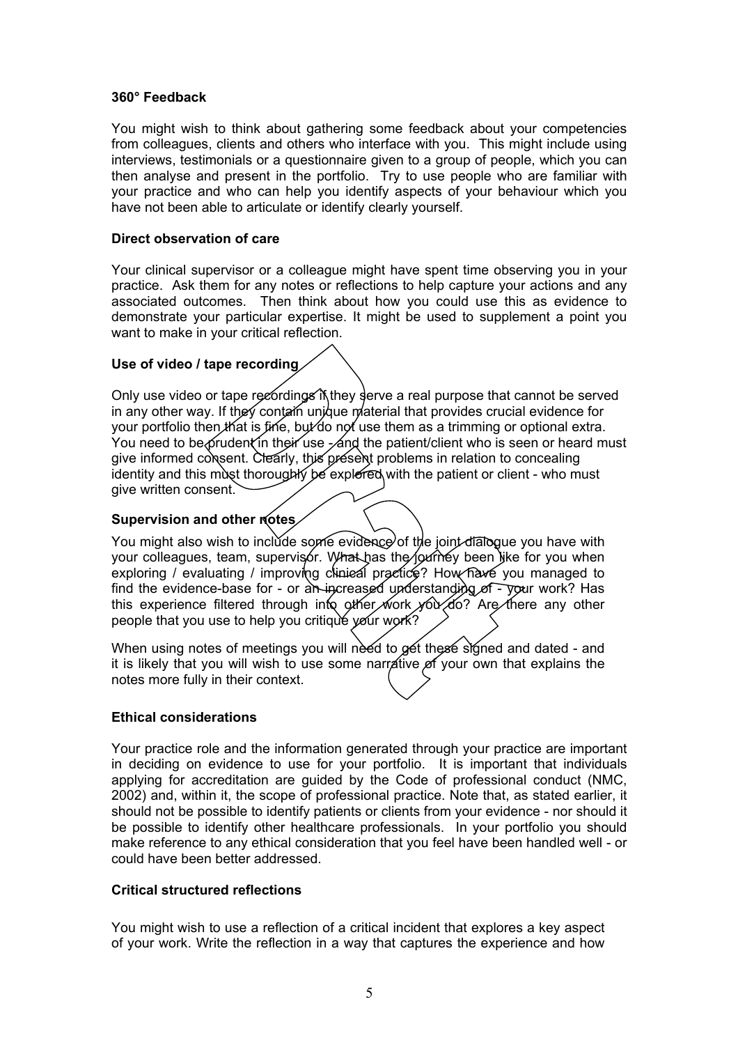**360° Feedback**

You might wish to think about gathering some feedback about your competencies from colleagues, clients and others who interface with you. This might include using interviews, testimonials or a questionnaire given to a group of people, which you can then analyse and present in the portfolio. Try to use people who are familiar with your practice and who can help you identify aspects of your behaviour which you have not been able to articulate or identify clearly yourself.

**Direct observation of care**

Your clinical supervisor or a colleague might have spent time observing you in your practice. Ask them for any notes or reflections to help capture your actions and any associated outcomes. Then think about how you could use this as evidence to demonstrate your particular expertise. It might be used to supplement a point you want to make in your critical reflection.

**Use of video / tape recording**

Only use video or tape recordings if they serve a real purpose that cannot be served in any other way. If they contain unique material that provides crucial evidence for your portfolio then that is fine, but do not use them as a trimming or optional extra. You need to be prudent in their use - and the patient/client who is seen or heard must give informed consent. Clearly, this present problems in relation to concealing identity and this must thoroughly be explored with the patient or client - who must give written consent.

**Supervision and other notes**

You might also wish to include some evidence of the joint dialogue you have with your colleagues, team, supervisor. What has the journey been like for you when exploring / evaluating / improving clinical practice? How have you managed to find the evidence-base for - or an increased understanding of - your work? Has this experience filtered through into other work you do? Are there any other people that you use to help you critique your work?

When using notes of meetings you will need to get these signed and dated - and it is likely that you will wish to use some narrative of your own that explains the notes more fully in their context.

**Ethical considerations**

Your practice role and the information generated through your practice are important in deciding on evidence to use for your portfolio. It is important that individuals applying for accreditation are guided by the Code of professional conduct (NMC, 2002) and, within it, the scope of professional practice. Note that, as stated earlier, it should not be possible to identify patients or clients from your evidence - nor should it be possible to identify other healthcare professionals. In your portfolio you should make reference to any ethical consideration that you feel have been handled well - or could have been better addressed.

**Critical structured reflections**

You might wish to use a reflection of a critical incident that explores a key aspect of your work. Write the reflection in a way that captures the experience and how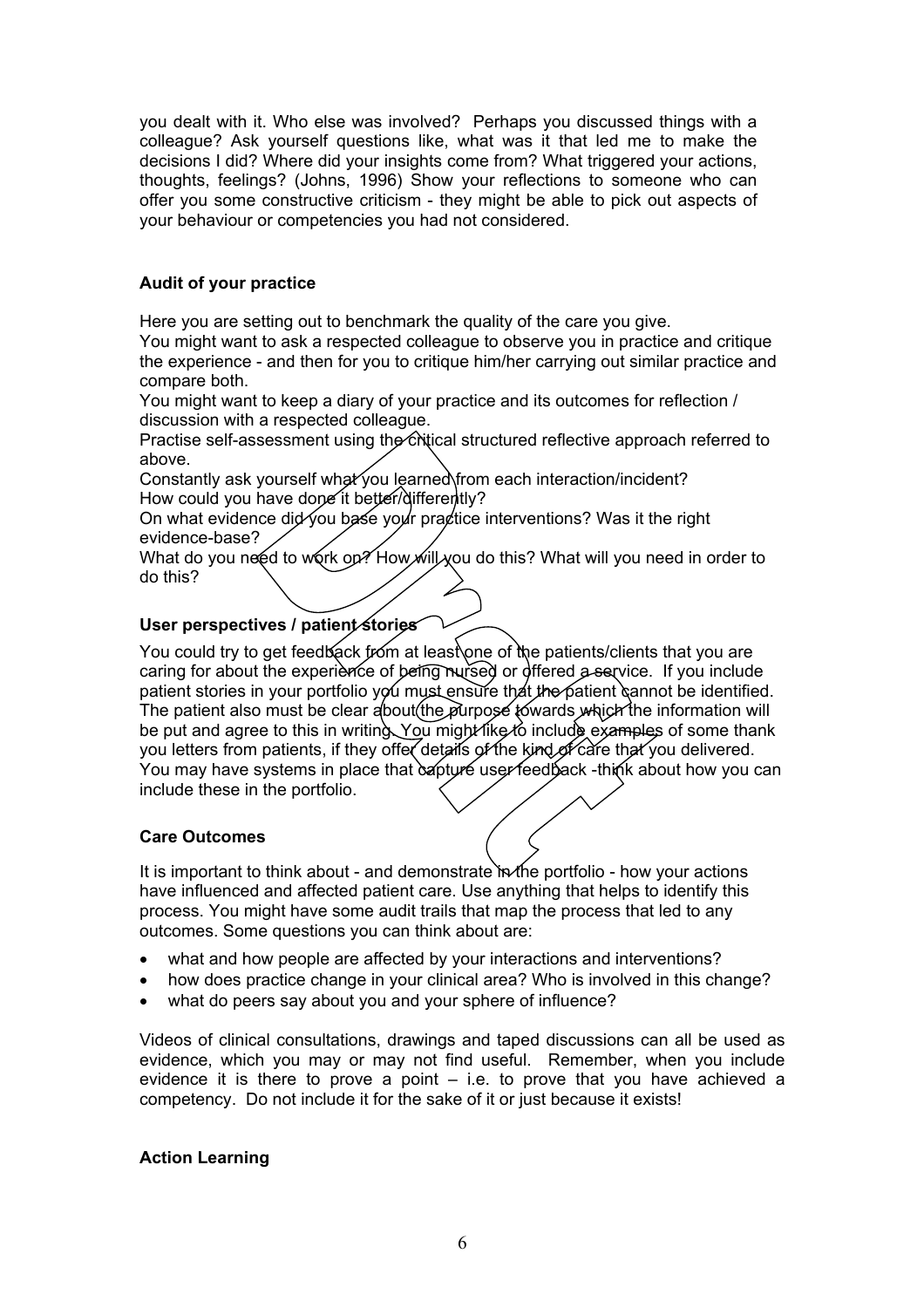you dealt with it. Who else was involved? Perhaps you discussed things with a colleague? Ask yourself questions like, what was it that led me to make the decisions I did? Where did your insights come from? What triggered your actions, thoughts, feelings? (Johns, 1996) Show your reflections to someone who can offer you some constructive criticism - they might be able to pick out aspects of your behaviour or competencies you had not considered.

**Audit of your practice**

Here you are setting out to benchmark the quality of the care you give.
You might want to ask a respected colleague to observe you in practice and critique the experience - and then for you to critique him/her carrying out similar practice and compare both.
You might want to keep a diary of your practice and its outcomes for reflection / discussion with a respected colleague.
Practise self-assessment using the critical structured reflective approach referred to above.
Constantly ask yourself what you learned from each interaction/incident?
How could you have done it better/differently?
On what evidence did you base your practice interventions? Was it the right evidence-base?
What do you need to work on? How will you do this? What will you need in order to do this?

**User perspectives / patient stories**

You could try to get feedback from at least one of the patients/clients that you are caring for about the experience of being nursed or offered a service. If you include patient stories in your portfolio you must ensure that the patient cannot be identified. The patient also must be clear about the purpose towards which the information will be put and agree to this in writing. You might like to include examples of some thank you letters from patients, if they offer details of the kind of care that you delivered. You may have systems in place that capture user feedback -think about how you can include these in the portfolio.

**Care Outcomes**

It is important to think about - and demonstrate in the portfolio - how your actions have influenced and affected patient care. Use anything that helps to identify this process. You might have some audit trails that map the process that led to any outcomes. Some questions you can think about are:

- what and how people are affected by your interactions and interventions?
- how does practice change in your clinical area? Who is involved in this change?
- what do peers say about you and your sphere of influence?

Videos of clinical consultations, drawings and taped discussions can all be used as evidence, which you may or may not find useful. Remember, when you include evidence it is there to prove a point – i.e. to prove that you have achieved a competency. Do not include it for the sake of it or just because it exists!

**Action Learning**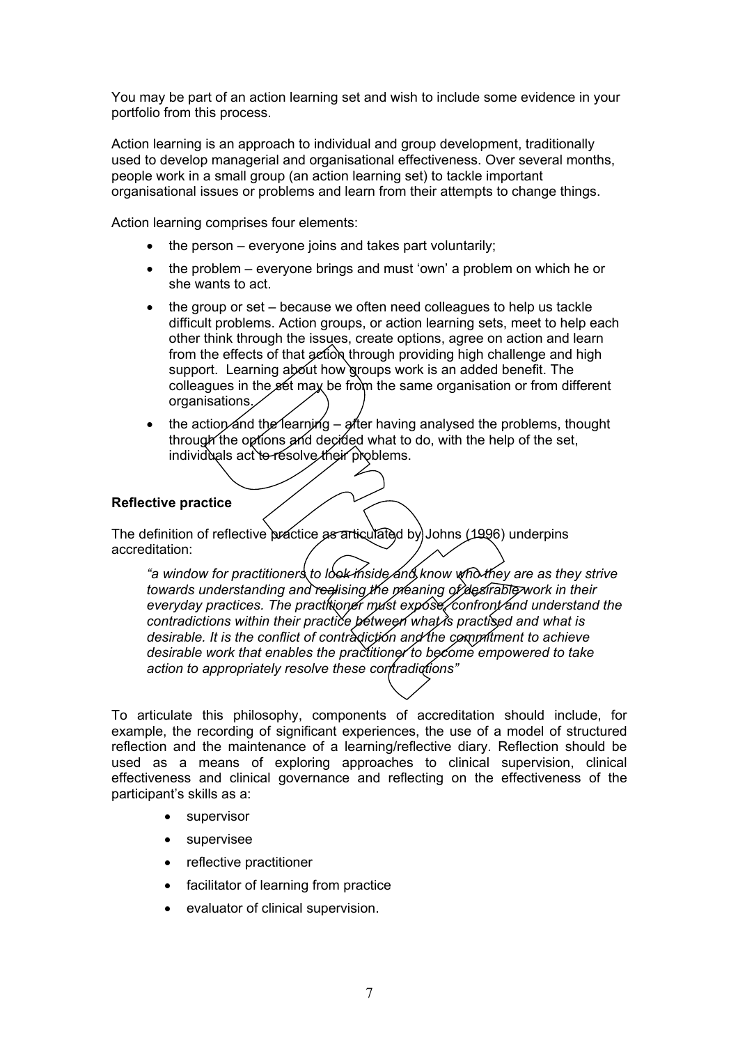You may be part of an action learning set and wish to include some evidence in your portfolio from this process.

Action learning is an approach to individual and group development, traditionally used to develop managerial and organisational effectiveness. Over several months, people work in a small group (an action learning set) to tackle important organisational issues or problems and learn from their attempts to change things.

Action learning comprises four elements:

- the person – everyone joins and takes part voluntarily;
- the problem – everyone brings and must 'own' a problem on which he or she wants to act.
- the group or set – because we often need colleagues to help us tackle difficult problems. Action groups, or action learning sets, meet to help each other think through the issues, create options, agree on action and learn from the effects of that action through providing high challenge and high support. Learning about how groups work is an added benefit. The colleagues in the set may be from the same organisation or from different organisations.
- the action and the learning – after having analysed the problems, thought through the options and decided what to do, with the help of the set, individuals act to resolve their problems.

**Reflective practice**

The definition of reflective practice as articulated by Johns (1996) underpins accreditation:

> *"a window for practitioners to look inside and know who they are as they strive towards understanding and realising the meaning of desirable work in their everyday practices. The practitioner must expose, confront and understand the contradictions within their practice between what is practised and what is desirable. It is the conflict of contradiction and the commitment to achieve desirable work that enables the practitioner to become empowered to take action to appropriately resolve these contradictions"*

To articulate this philosophy, components of accreditation should include, for example, the recording of significant experiences, the use of a model of structured reflection and the maintenance of a learning/reflective diary. Reflection should be used as a means of exploring approaches to clinical supervision, clinical effectiveness and clinical governance and reflecting on the effectiveness of the participant's skills as a:

- supervisor
- supervisee
- reflective practitioner
- facilitator of learning from practice
- evaluator of clinical supervision.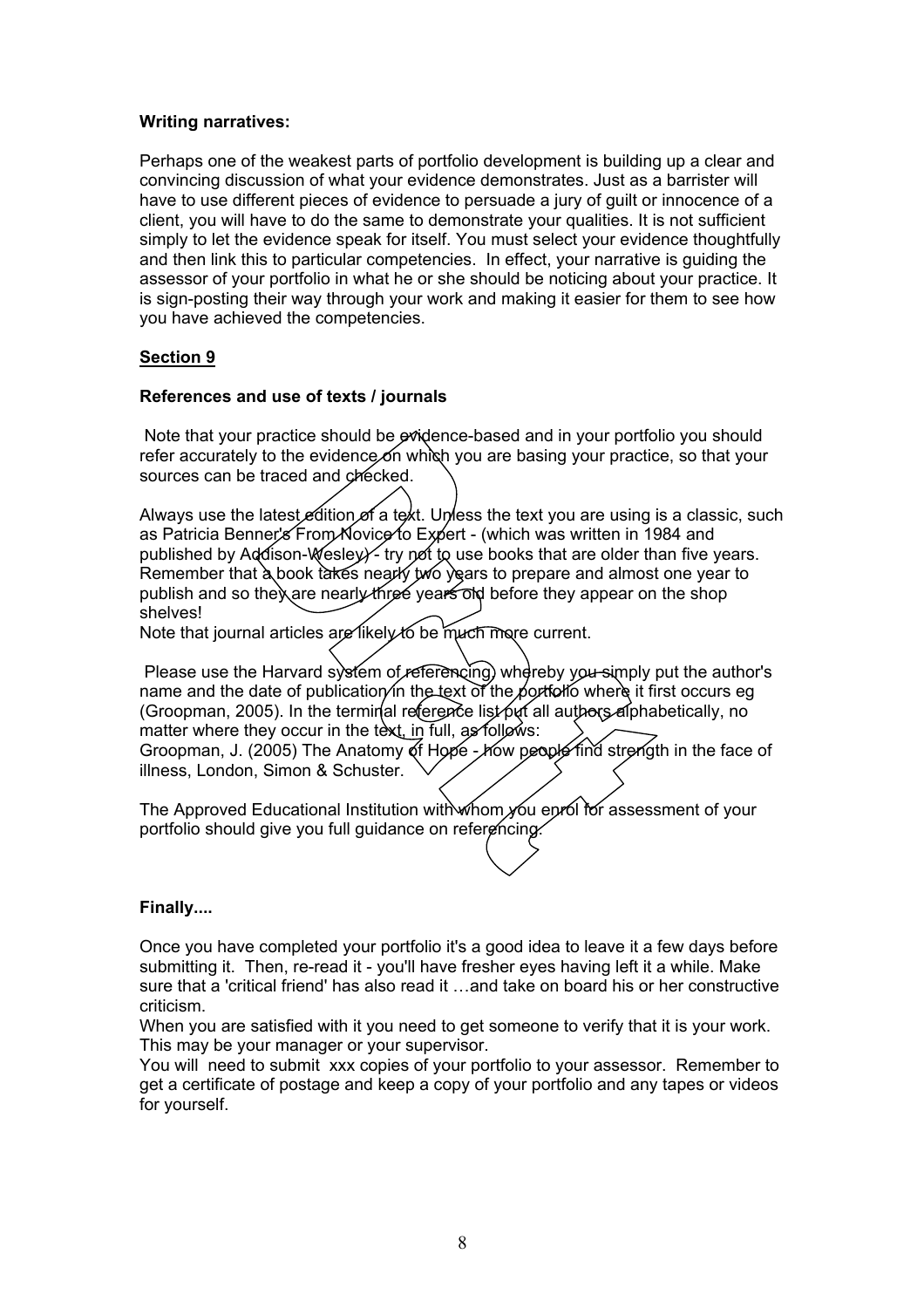**Writing narratives:**

Perhaps one of the weakest parts of portfolio development is building up a clear and convincing discussion of what your evidence demonstrates. Just as a barrister will have to use different pieces of evidence to persuade a jury of guilt or innocence of a client, you will have to do the same to demonstrate your qualities. It is not sufficient simply to let the evidence speak for itself. You must select your evidence thoughtfully and then link this to particular competencies. In effect, your narrative is guiding the assessor of your portfolio in what he or she should be noticing about your practice. It is sign-posting their way through your work and making it easier for them to see how you have achieved the competencies.

## Section 9

**References and use of texts / journals**

Note that your practice should be evidence-based and in your portfolio you should refer accurately to the evidence on which you are basing your practice, so that your sources can be traced and checked.

Always use the latest edition of a text. Unless the text you are using is a classic, such as Patricia Benner's From Novice to Expert - (which was written in 1984 and published by Addison-Wesley) - try not to use books that are older than five years. Remember that a book takes nearly two years to prepare and almost one year to publish and so they are nearly three years old before they appear on the shop shelves!

Note that journal articles are likely to be much more current.

Please use the Harvard system of referencing, whereby you simply put the author's name and the date of publication in the text of the portfolio where it first occurs eg (Groopman, 2005). In the terminal reference list put all authors alphabetically, no matter where they occur in the text, in full, as follows:

Groopman, J. (2005) The Anatomy of Hope - how people find strength in the face of illness, London, Simon & Schuster.

The Approved Educational Institution with whom you enrol for assessment of your portfolio should give you full guidance on referencing.

**Finally....**

Once you have completed your portfolio it's a good idea to leave it a few days before submitting it. Then, re-read it - you'll have fresher eyes having left it a while. Make sure that a 'critical friend' has also read it …and take on board his or her constructive criticism.

When you are satisfied with it you need to get someone to verify that it is your work. This may be your manager or your supervisor.

You will need to submit xxx copies of your portfolio to your assessor. Remember to get a certificate of postage and keep a copy of your portfolio and any tapes or videos for yourself.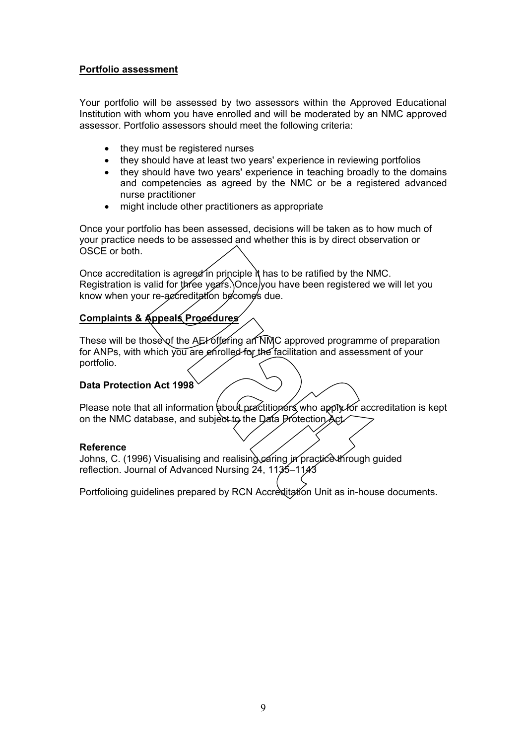## Portfolio assessment

Your portfolio will be assessed by two assessors within the Approved Educational Institution with whom you have enrolled and will be moderated by an NMC approved assessor. Portfolio assessors should meet the following criteria:

- they must be registered nurses
- they should have at least two years' experience in reviewing portfolios
- they should have two years' experience in teaching broadly to the domains and competencies as agreed by the NMC or be a registered advanced nurse practitioner
- might include other practitioners as appropriate

Once your portfolio has been assessed, decisions will be taken as to how much of your practice needs to be assessed and whether this is by direct observation or OSCE or both.

Once accreditation is agreed in principle it has to be ratified by the NMC. Registration is valid for three years. Once you have been registered we will let you know when your re-accreditation becomes due.

## Complaints & Appeals Procedures

These will be those of the AEI offering an NMC approved programme of preparation for ANPs, with which you are enrolled for the facilitation and assessment of your portfolio.

**Data Protection Act 1998**

Please note that all information about practitioners who apply for accreditation is kept on the NMC database, and subject to the Data Protection Act.

**Reference**

Johns, C. (1996) Visualising and realising caring in practice through guided reflection. Journal of Advanced Nursing 24, 1135–1143

Portfolioing guidelines prepared by RCN Accreditation Unit as in-house documents.